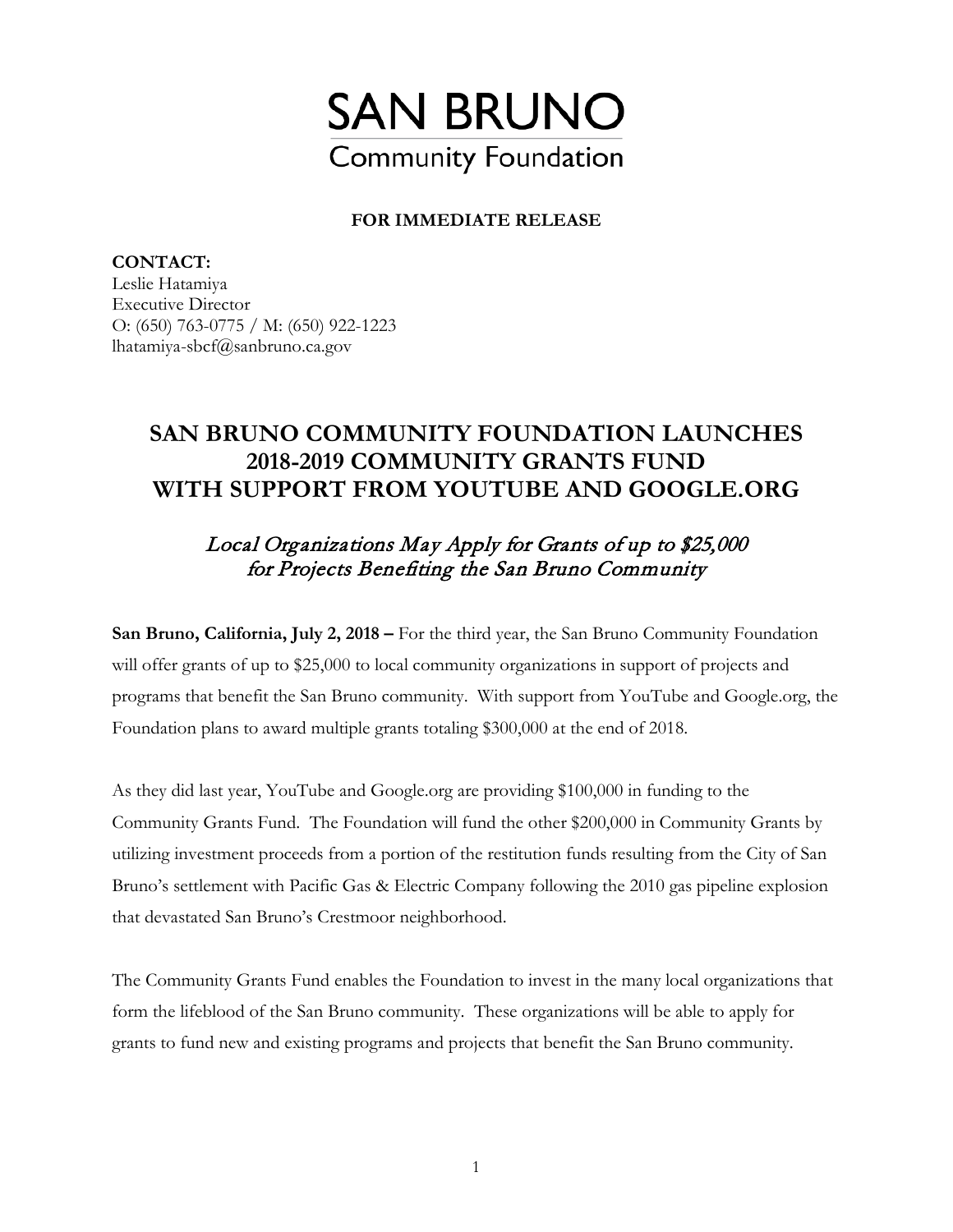# SAN BRUNO
## Community Foundation

**FOR IMMEDIATE RELEASE**

**CONTACT:**
Leslie Hatamiya
Executive Director
O: (650) 763-0775 / M: (650) 922-1223
lhatamiya-sbcf@sanbruno.ca.gov

## SAN BRUNO COMMUNITY FOUNDATION LAUNCHES 2018-2019 COMMUNITY GRANTS FUND WITH SUPPORT FROM YOUTUBE AND GOOGLE.ORG

### *Local Organizations May Apply for Grants of up to $25,000 for Projects Benefiting the San Bruno Community*

**San Bruno, California, July 2, 2018 –** For the third year, the San Bruno Community Foundation will offer grants of up to $25,000 to local community organizations in support of projects and programs that benefit the San Bruno community. With support from YouTube and Google.org, the Foundation plans to award multiple grants totaling $300,000 at the end of 2018.

As they did last year, YouTube and Google.org are providing $100,000 in funding to the Community Grants Fund. The Foundation will fund the other $200,000 in Community Grants by utilizing investment proceeds from a portion of the restitution funds resulting from the City of San Bruno's settlement with Pacific Gas & Electric Company following the 2010 gas pipeline explosion that devastated San Bruno's Crestmoor neighborhood.

The Community Grants Fund enables the Foundation to invest in the many local organizations that form the lifeblood of the San Bruno community. These organizations will be able to apply for grants to fund new and existing programs and projects that benefit the San Bruno community.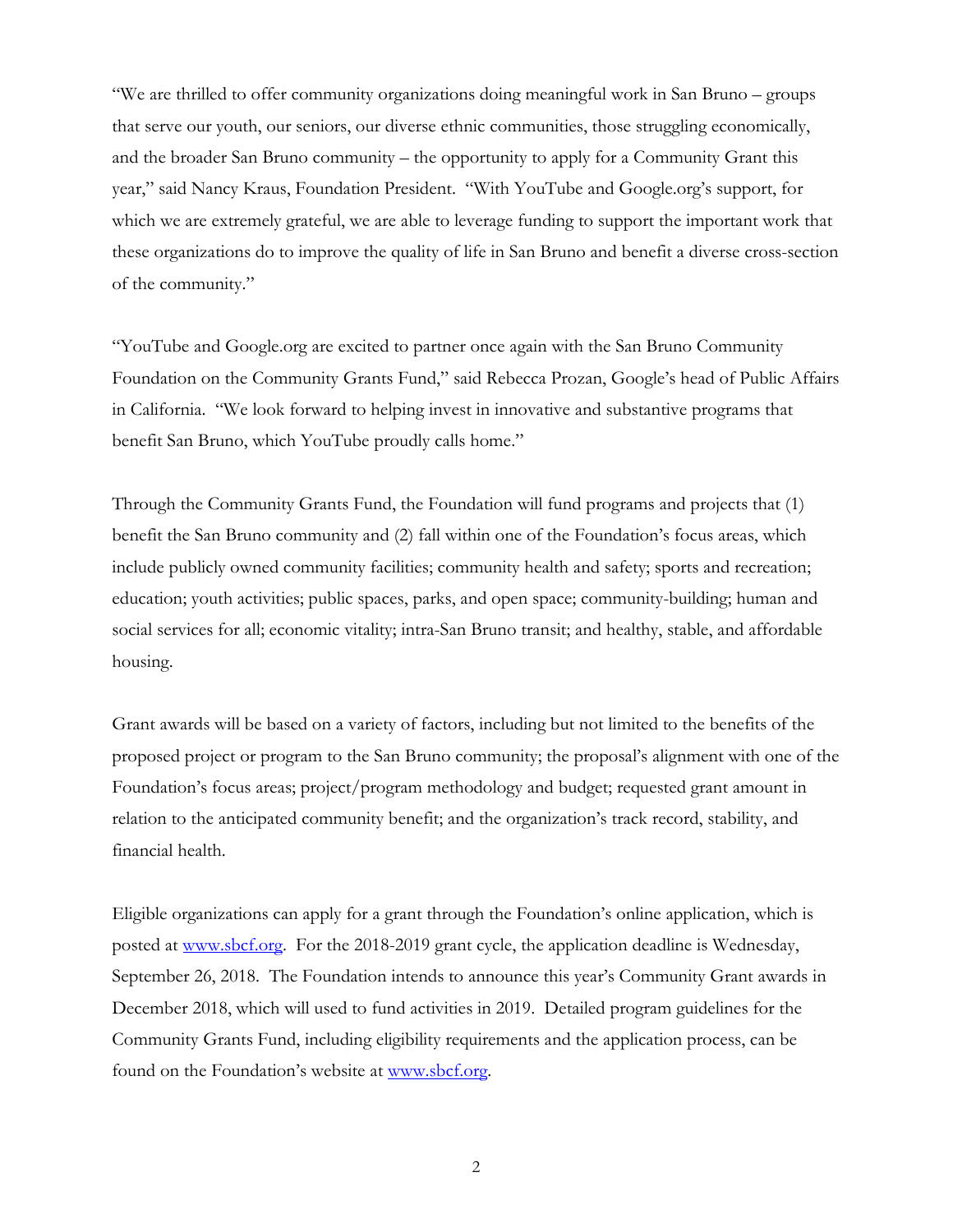"We are thrilled to offer community organizations doing meaningful work in San Bruno – groups that serve our youth, our seniors, our diverse ethnic communities, those struggling economically, and the broader San Bruno community – the opportunity to apply for a Community Grant this year," said Nancy Kraus, Foundation President. "With YouTube and Google.org's support, for which we are extremely grateful, we are able to leverage funding to support the important work that these organizations do to improve the quality of life in San Bruno and benefit a diverse cross-section of the community."

"YouTube and Google.org are excited to partner once again with the San Bruno Community Foundation on the Community Grants Fund," said Rebecca Prozan, Google's head of Public Affairs in California. "We look forward to helping invest in innovative and substantive programs that benefit San Bruno, which YouTube proudly calls home."

Through the Community Grants Fund, the Foundation will fund programs and projects that (1) benefit the San Bruno community and (2) fall within one of the Foundation's focus areas, which include publicly owned community facilities; community health and safety; sports and recreation; education; youth activities; public spaces, parks, and open space; community-building; human and social services for all; economic vitality; intra-San Bruno transit; and healthy, stable, and affordable housing.

Grant awards will be based on a variety of factors, including but not limited to the benefits of the proposed project or program to the San Bruno community; the proposal's alignment with one of the Foundation's focus areas; project/program methodology and budget; requested grant amount in relation to the anticipated community benefit; and the organization's track record, stability, and financial health.

Eligible organizations can apply for a grant through the Foundation's online application, which is posted at [www.sbcf.org](http://www.sbcf.org). For the 2018-2019 grant cycle, the application deadline is Wednesday, September 26, 2018. The Foundation intends to announce this year's Community Grant awards in December 2018, which will used to fund activities in 2019. Detailed program guidelines for the Community Grants Fund, including eligibility requirements and the application process, can be found on the Foundation's website at [www.sbcf.org](http://www.sbcf.org).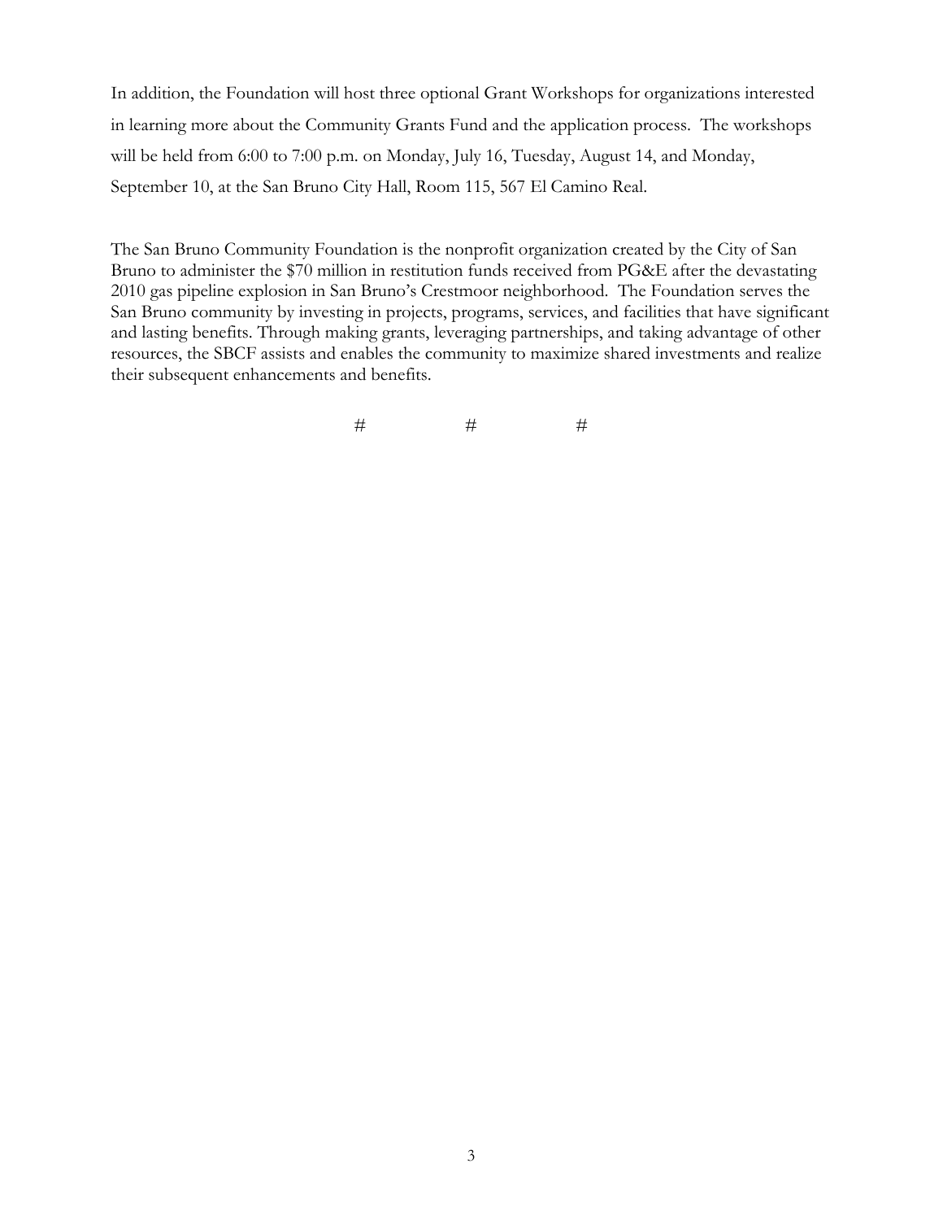In addition, the Foundation will host three optional Grant Workshops for organizations interested in learning more about the Community Grants Fund and the application process. The workshops will be held from 6:00 to 7:00 p.m. on Monday, July 16, Tuesday, August 14, and Monday, September 10, at the San Bruno City Hall, Room 115, 567 El Camino Real.

The San Bruno Community Foundation is the nonprofit organization created by the City of San Bruno to administer the $70 million in restitution funds received from PG&E after the devastating 2010 gas pipeline explosion in San Bruno's Crestmoor neighborhood. The Foundation serves the San Bruno community by investing in projects, programs, services, and facilities that have significant and lasting benefits. Through making grants, leveraging partnerships, and taking advantage of other resources, the SBCF assists and enables the community to maximize shared investments and realize their subsequent enhancements and benefits.

# # #